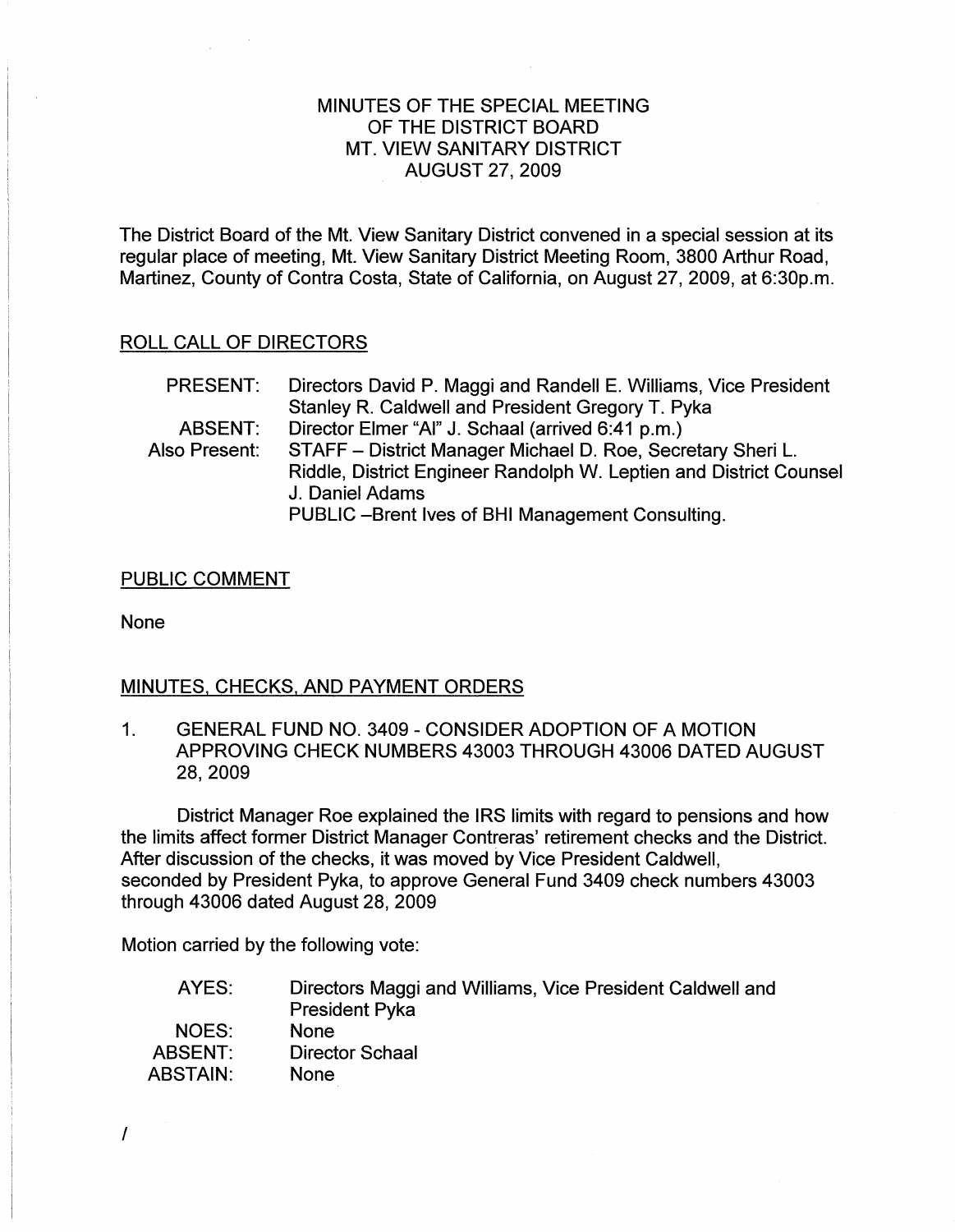# MINUTES OF THE SPECIAL MEETING OF THE DISTRICT BOARD MT. VIEW SANITARY DISTRICT AUGUST 27, 2009

The District Board of the Mt. View Sanitary District convened in a special session at its regular place of meeting, Mt. View Sanitary District Meeting Room, 3800 Arthur Road, Martinez, County of Contra Costa, State of California, on August 27, 2009, at 6:30p.m.

## ROLL CALL OF DIRECTORS

| | |
|---|---|
| PRESENT: | Directors David P. Maggi and Randell E. Williams, Vice President Stanley R. Caldwell and President Gregory T. Pyka |
| ABSENT: | Director Elmer "Al" J. Schaal (arrived 6:41 p.m.) |
| Also Present: | STAFF – District Manager Michael D. Roe, Secretary Sheri L. Riddle, District Engineer Randolph W. Leptien and District Counsel J. Daniel Adams<br>PUBLIC –Brent Ives of BHI Management Consulting. |

## PUBLIC COMMENT

None

## MINUTES, CHECKS, AND PAYMENT ORDERS

1. GENERAL FUND NO. 3409 - CONSIDER ADOPTION OF A MOTION APPROVING CHECK NUMBERS 43003 THROUGH 43006 DATED AUGUST 28, 2009

District Manager Roe explained the IRS limits with regard to pensions and how the limits affect former District Manager Contreras' retirement checks and the District. After discussion of the checks, it was moved by Vice President Caldwell, seconded by President Pyka, to approve General Fund 3409 check numbers 43003 through 43006 dated August 28, 2009

Motion carried by the following vote:

| | |
|---|---|
| AYES: | Directors Maggi and Williams, Vice President Caldwell and President Pyka |
| NOES: | None |
| ABSENT: | Director Schaal |
| ABSTAIN: | None |

/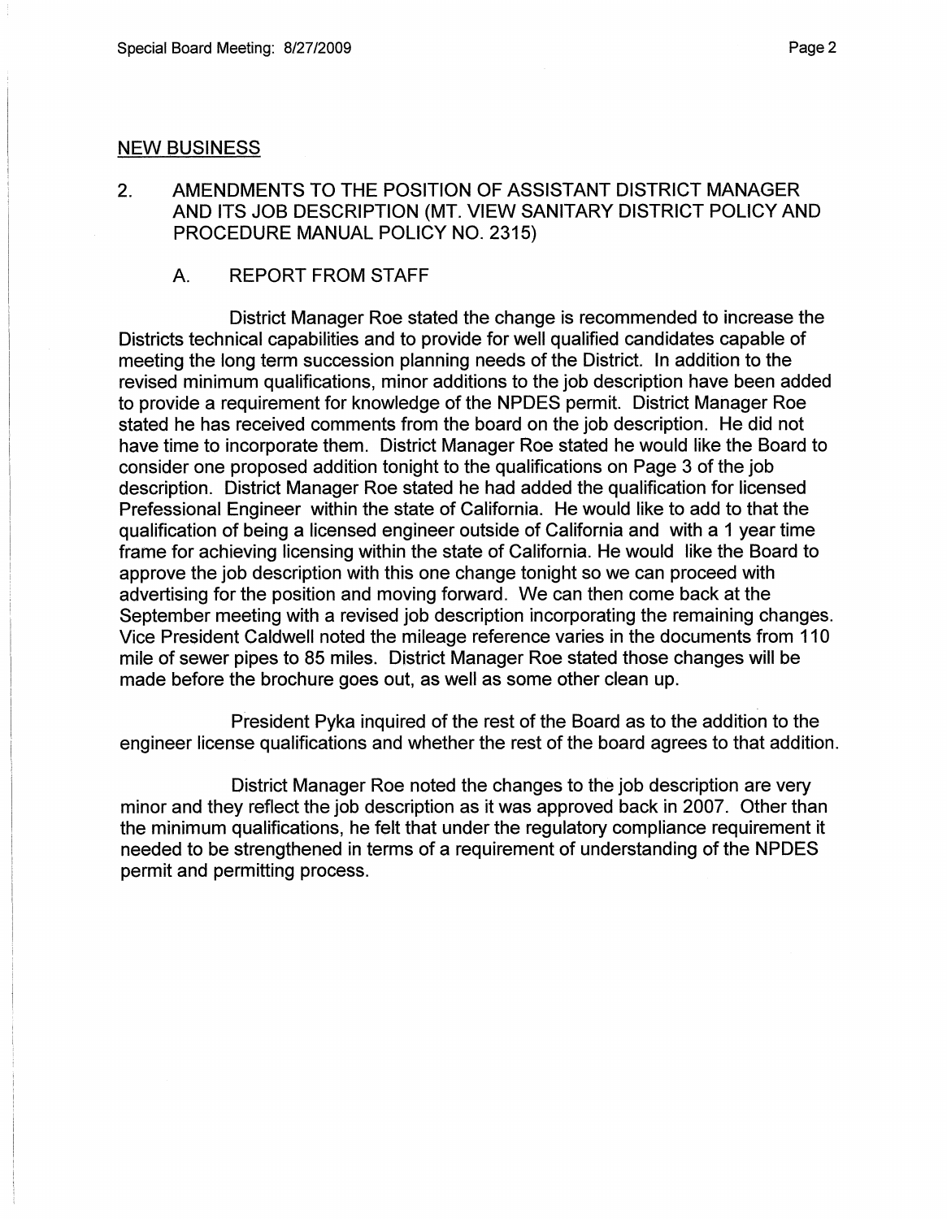## NEW BUSINESS

2. AMENDMENTS TO THE POSITION OF ASSISTANT DISTRICT MANAGER AND ITS JOB DESCRIPTION (MT. VIEW SANITARY DISTRICT POLICY AND PROCEDURE MANUAL POLICY NO. 2315)

   A. REPORT FROM STAFF

District Manager Roe stated the change is recommended to increase the Districts technical capabilities and to provide for well qualified candidates capable of meeting the long term succession planning needs of the District. In addition to the revised minimum qualifications, minor additions to the job description have been added to provide a requirement for knowledge of the NPDES permit. District Manager Roe stated he has received comments from the board on the job description. He did not have time to incorporate them. District Manager Roe stated he would like the Board to consider one proposed addition tonight to the qualifications on Page 3 of the job description. District Manager Roe stated he had added the qualification for licensed Prefessional Engineer within the state of California. He would like to add to that the qualification of being a licensed engineer outside of California and with a 1 year time frame for achieving licensing within the state of California. He would like the Board to approve the job description with this one change tonight so we can proceed with advertising for the position and moving forward. We can then come back at the September meeting with a revised job description incorporating the remaining changes. Vice President Caldwell noted the mileage reference varies in the documents from 110 mile of sewer pipes to 85 miles. District Manager Roe stated those changes will be made before the brochure goes out, as well as some other clean up.

President Pyka inquired of the rest of the Board as to the addition to the engineer license qualifications and whether the rest of the board agrees to that addition.

District Manager Roe noted the changes to the job description are very minor and they reflect the job description as it was approved back in 2007. Other than the minimum qualifications, he felt that under the regulatory compliance requirement it needed to be strengthened in terms of a requirement of understanding of the NPDES permit and permitting process.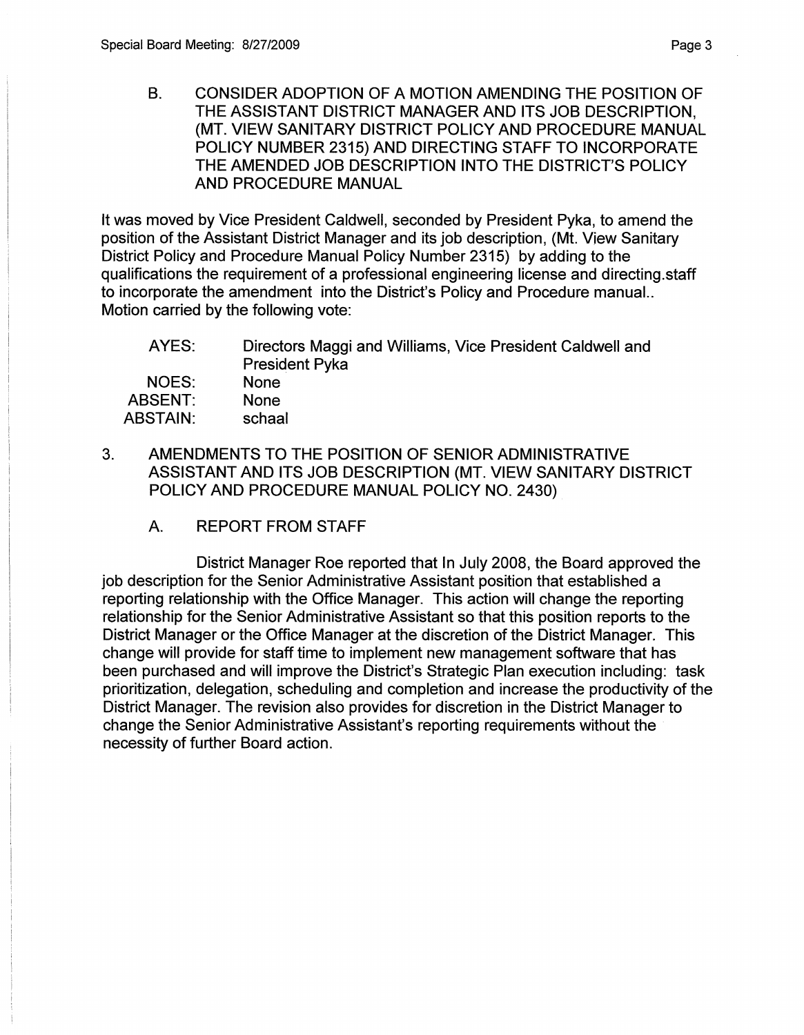B. CONSIDER ADOPTION OF A MOTION AMENDING THE POSITION OF THE ASSISTANT DISTRICT MANAGER AND ITS JOB DESCRIPTION, (MT. VIEW SANITARY DISTRICT POLICY AND PROCEDURE MANUAL POLICY NUMBER 2315) AND DIRECTING STAFF TO INCORPORATE THE AMENDED JOB DESCRIPTION INTO THE DISTRICT'S POLICY AND PROCEDURE MANUAL

It was moved by Vice President Caldwell, seconded by President Pyka, to amend the position of the Assistant District Manager and its job description, (Mt. View Sanitary District Policy and Procedure Manual Policy Number 2315) by adding to the qualifications the requirement of a professional engineering license and directing.staff to incorporate the amendment into the District's Policy and Procedure manual.. Motion carried by the following vote:

| | |
|---|---|
| AYES: | Directors Maggi and Williams, Vice President Caldwell and President Pyka |
| NOES: | None |
| ABSENT: | None |
| ABSTAIN: | schaal |

3. AMENDMENTS TO THE POSITION OF SENIOR ADMINISTRATIVE ASSISTANT AND ITS JOB DESCRIPTION (MT. VIEW SANITARY DISTRICT POLICY AND PROCEDURE MANUAL POLICY NO. 2430)

   A. REPORT FROM STAFF

District Manager Roe reported that In July 2008, the Board approved the job description for the Senior Administrative Assistant position that established a reporting relationship with the Office Manager. This action will change the reporting relationship for the Senior Administrative Assistant so that this position reports to the District Manager or the Office Manager at the discretion of the District Manager. This change will provide for staff time to implement new management software that has been purchased and will improve the District's Strategic Plan execution including: task prioritization, delegation, scheduling and completion and increase the productivity of the District Manager. The revision also provides for discretion in the District Manager to change the Senior Administrative Assistant's reporting requirements without the necessity of further Board action.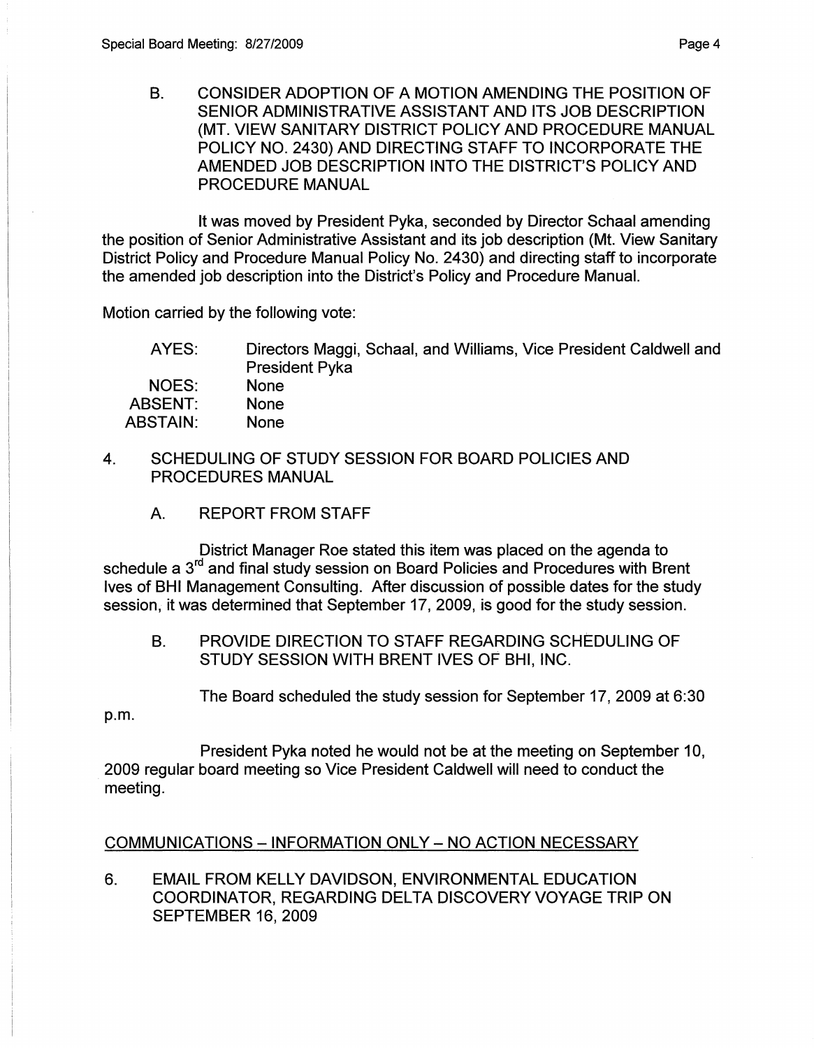B. CONSIDER ADOPTION OF A MOTION AMENDING THE POSITION OF SENIOR ADMINISTRATIVE ASSISTANT AND ITS JOB DESCRIPTION (MT. VIEW SANITARY DISTRICT POLICY AND PROCEDURE MANUAL POLICY NO. 2430) AND DIRECTING STAFF TO INCORPORATE THE AMENDED JOB DESCRIPTION INTO THE DISTRICT'S POLICY AND PROCEDURE MANUAL

It was moved by President Pyka, seconded by Director Schaal amending the position of Senior Administrative Assistant and its job description (Mt. View Sanitary District Policy and Procedure Manual Policy No. 2430) and directing staff to incorporate the amended job description into the District's Policy and Procedure Manual.

Motion carried by the following vote:

| | |
|---|---|
| AYES: | Directors Maggi, Schaal, and Williams, Vice President Caldwell and President Pyka |
| NOES: | None |
| ABSENT: | None |
| ABSTAIN: | None |

4. SCHEDULING OF STUDY SESSION FOR BOARD POLICIES AND PROCEDURES MANUAL

A. REPORT FROM STAFF

District Manager Roe stated this item was placed on the agenda to schedule a 3rd and final study session on Board Policies and Procedures with Brent Ives of BHI Management Consulting. After discussion of possible dates for the study session, it was determined that September 17, 2009, is good for the study session.

B. PROVIDE DIRECTION TO STAFF REGARDING SCHEDULING OF STUDY SESSION WITH BRENT IVES OF BHI, INC.

The Board scheduled the study session for September 17, 2009 at 6:30 p.m.

President Pyka noted he would not be at the meeting on September 10, 2009 regular board meeting so Vice President Caldwell will need to conduct the meeting.

COMMUNICATIONS – INFORMATION ONLY – NO ACTION NECESSARY

6. EMAIL FROM KELLY DAVIDSON, ENVIRONMENTAL EDUCATION COORDINATOR, REGARDING DELTA DISCOVERY VOYAGE TRIP ON SEPTEMBER 16, 2009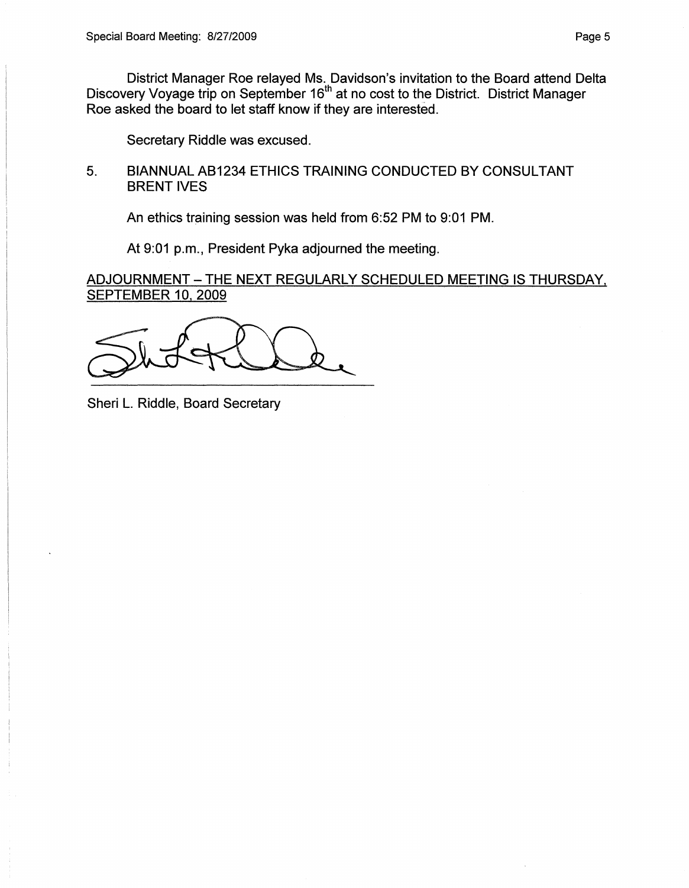District Manager Roe relayed Ms. Davidson's invitation to the Board attend Delta Discovery Voyage trip on September 16th at no cost to the District. District Manager Roe asked the board to let staff know if they are interested.

Secretary Riddle was excused.

5. BIANNUAL AB1234 ETHICS TRAINING CONDUCTED BY CONSULTANT BRENT IVES

An ethics training session was held from 6:52 PM to 9:01 PM.

At 9:01 p.m., President Pyka adjourned the meeting.

ADJOURNMENT – THE NEXT REGULARLY SCHEDULED MEETING IS THURSDAY, SEPTEMBER 10, 2009

Sheri L. Riddle, Board Secretary